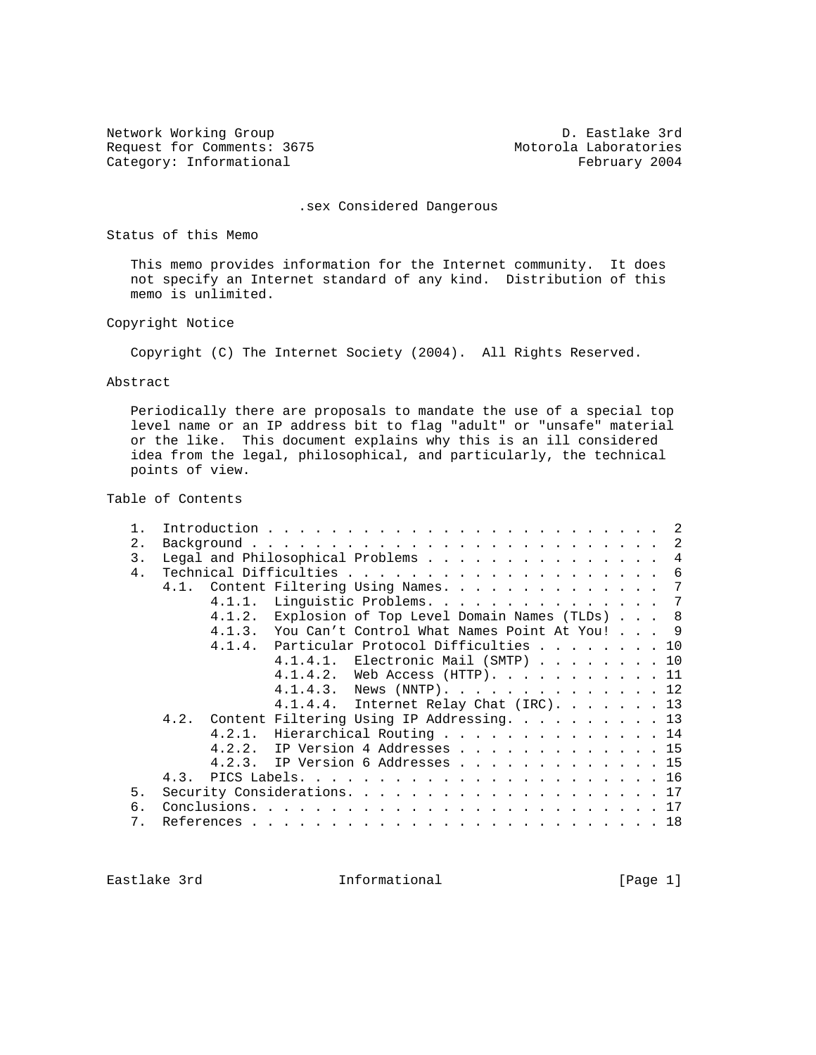Network Working Group D. Eastlake 3rd
Request for Comments: 3675 Motorola Laboratories
Category: Informational February 2004

# .sex Considered Dangerous

## Status of this Memo

This memo provides information for the Internet community. It does not specify an Internet standard of any kind. Distribution of this memo is unlimited.

## Copyright Notice

Copyright (C) The Internet Society (2004). All Rights Reserved.

## Abstract

Periodically there are proposals to mandate the use of a special top level name or an IP address bit to flag "adult" or "unsafe" material or the like. This document explains why this is an ill considered idea from the legal, philosophical, and particularly, the technical points of view.

## Table of Contents

```
   1.  Introduction . . . . . . . . . . . . . . . . . . . . . . . . .  2
   2.  Background . . . . . . . . . . . . . . . . . . . . . . . . . .  2
   3.  Legal and Philosophical Problems . . . . . . . . . . . . . . .  4
   4.  Technical Difficulties . . . . . . . . . . . . . . . . . . . .  6
       4.1.  Content Filtering Using Names. . . . . . . . . . . . . .  7
             4.1.1.  Linguistic Problems. . . . . . . . . . . . . . .  7
             4.1.2.  Explosion of Top Level Domain Names (TLDs) . . .  8
             4.1.3.  You Can't Control What Names Point At You! . . .  9
             4.1.4.  Particular Protocol Difficulties . . . . . . . . 10
                     4.1.4.1.  Electronic Mail (SMTP) . . . . . . . . 10
                     4.1.4.2.  Web Access (HTTP). . . . . . . . . . . 11
                     4.1.4.3.  News (NNTP). . . . . . . . . . . . . . 12
                     4.1.4.4.  Internet Relay Chat (IRC). . . . . . . 13
       4.2.  Content Filtering Using IP Addressing. . . . . . . . . . 13
             4.2.1.  Hierarchical Routing . . . . . . . . . . . . . . 14
             4.2.2.  IP Version 4 Addresses . . . . . . . . . . . . . 15
             4.2.3.  IP Version 6 Addresses . . . . . . . . . . . . . 15
       4.3.  PICS Labels. . . . . . . . . . . . . . . . . . . . . . . 16
   5.  Security Considerations. . . . . . . . . . . . . . . . . . . . 17
   6.  Conclusions. . . . . . . . . . . . . . . . . . . . . . . . . . 17
   7.  References . . . . . . . . . . . . . . . . . . . . . . . . . . 18
```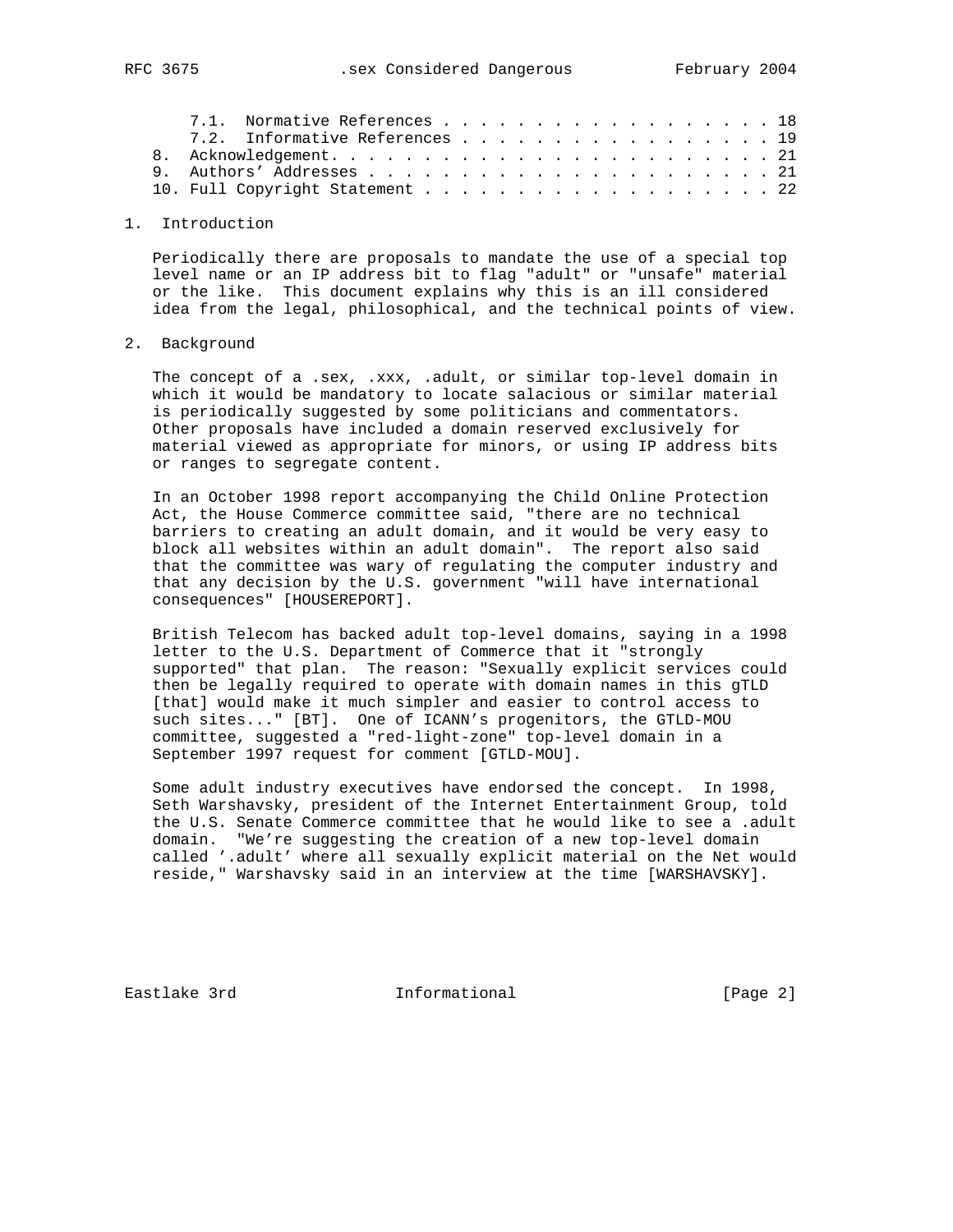7.1. Normative References . . . . . . . . . . . . . . . . . . 18
7.2. Informative References . . . . . . . . . . . . . . . . . . 19
8. Acknowledgement. . . . . . . . . . . . . . . . . . . . . . . . 21
9. Authors' Addresses . . . . . . . . . . . . . . . . . . . . . . 21
10. Full Copyright Statement . . . . . . . . . . . . . . . . . . . 22

## 1. Introduction

Periodically there are proposals to mandate the use of a special top level name or an IP address bit to flag "adult" or "unsafe" material or the like. This document explains why this is an ill considered idea from the legal, philosophical, and the technical points of view.

## 2. Background

The concept of a .sex, .xxx, .adult, or similar top-level domain in which it would be mandatory to locate salacious or similar material is periodically suggested by some politicians and commentators. Other proposals have included a domain reserved exclusively for material viewed as appropriate for minors, or using IP address bits or ranges to segregate content.

In an October 1998 report accompanying the Child Online Protection Act, the House Commerce committee said, "there are no technical barriers to creating an adult domain, and it would be very easy to block all websites within an adult domain". The report also said that the committee was wary of regulating the computer industry and that any decision by the U.S. government "will have international consequences" [HOUSEREPORT].

British Telecom has backed adult top-level domains, saying in a 1998 letter to the U.S. Department of Commerce that it "strongly supported" that plan. The reason: "Sexually explicit services could then be legally required to operate with domain names in this gTLD [that] would make it much simpler and easier to control access to such sites..." [BT]. One of ICANN's progenitors, the GTLD-MOU committee, suggested a "red-light-zone" top-level domain in a September 1997 request for comment [GTLD-MOU].

Some adult industry executives have endorsed the concept. In 1998, Seth Warshavsky, president of the Internet Entertainment Group, told the U.S. Senate Commerce committee that he would like to see a .adult domain. "We're suggesting the creation of a new top-level domain called '.adult' where all sexually explicit material on the Net would reside," Warshavsky said in an interview at the time [WARSHAVSKY].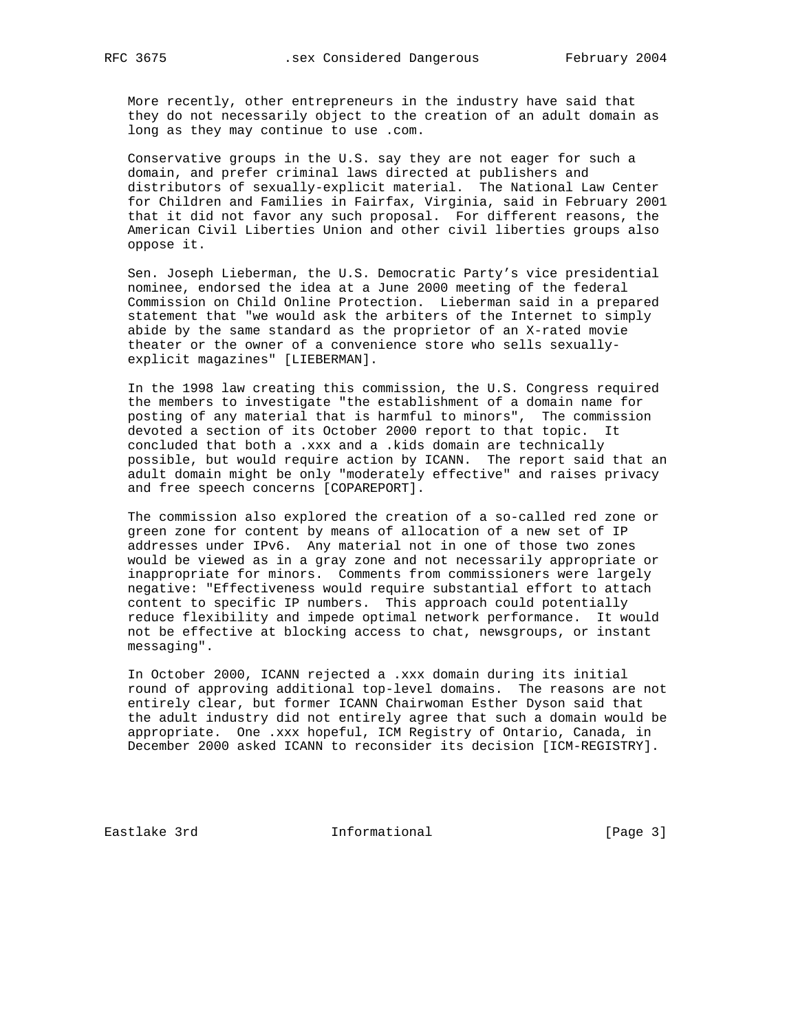More recently, other entrepreneurs in the industry have said that they do not necessarily object to the creation of an adult domain as long as they may continue to use .com.

Conservative groups in the U.S. say they are not eager for such a domain, and prefer criminal laws directed at publishers and distributors of sexually-explicit material. The National Law Center for Children and Families in Fairfax, Virginia, said in February 2001 that it did not favor any such proposal. For different reasons, the American Civil Liberties Union and other civil liberties groups also oppose it.

Sen. Joseph Lieberman, the U.S. Democratic Party's vice presidential nominee, endorsed the idea at a June 2000 meeting of the federal Commission on Child Online Protection. Lieberman said in a prepared statement that "we would ask the arbiters of the Internet to simply abide by the same standard as the proprietor of an X-rated movie theater or the owner of a convenience store who sells sexually-explicit magazines" [LIEBERMAN].

In the 1998 law creating this commission, the U.S. Congress required the members to investigate "the establishment of a domain name for posting of any material that is harmful to minors", The commission devoted a section of its October 2000 report to that topic. It concluded that both a .xxx and a .kids domain are technically possible, but would require action by ICANN. The report said that an adult domain might be only "moderately effective" and raises privacy and free speech concerns [COPAREPORT].

The commission also explored the creation of a so-called red zone or green zone for content by means of allocation of a new set of IP addresses under IPv6. Any material not in one of those two zones would be viewed as in a gray zone and not necessarily appropriate or inappropriate for minors. Comments from commissioners were largely negative: "Effectiveness would require substantial effort to attach content to specific IP numbers. This approach could potentially reduce flexibility and impede optimal network performance. It would not be effective at blocking access to chat, newsgroups, or instant messaging".

In October 2000, ICANN rejected a .xxx domain during its initial round of approving additional top-level domains. The reasons are not entirely clear, but former ICANN Chairwoman Esther Dyson said that the adult industry did not entirely agree that such a domain would be appropriate. One .xxx hopeful, ICM Registry of Ontario, Canada, in December 2000 asked ICANN to reconsider its decision [ICM-REGISTRY].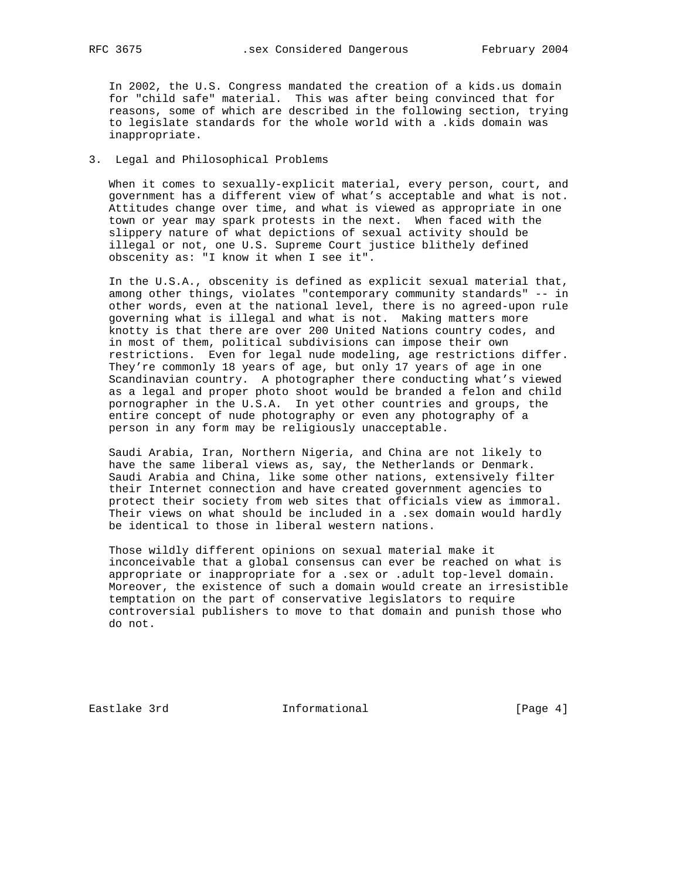In 2002, the U.S. Congress mandated the creation of a kids.us domain for "child safe" material. This was after being convinced that for reasons, some of which are described in the following section, trying to legislate standards for the whole world with a .kids domain was inappropriate.

## 3. Legal and Philosophical Problems

When it comes to sexually-explicit material, every person, court, and government has a different view of what's acceptable and what is not. Attitudes change over time, and what is viewed as appropriate in one town or year may spark protests in the next. When faced with the slippery nature of what depictions of sexual activity should be illegal or not, one U.S. Supreme Court justice blithely defined obscenity as: "I know it when I see it".

In the U.S.A., obscenity is defined as explicit sexual material that, among other things, violates "contemporary community standards" -- in other words, even at the national level, there is no agreed-upon rule governing what is illegal and what is not. Making matters more knotty is that there are over 200 United Nations country codes, and in most of them, political subdivisions can impose their own restrictions. Even for legal nude modeling, age restrictions differ. They're commonly 18 years of age, but only 17 years of age in one Scandinavian country. A photographer there conducting what's viewed as a legal and proper photo shoot would be branded a felon and child pornographer in the U.S.A. In yet other countries and groups, the entire concept of nude photography or even any photography of a person in any form may be religiously unacceptable.

Saudi Arabia, Iran, Northern Nigeria, and China are not likely to have the same liberal views as, say, the Netherlands or Denmark. Saudi Arabia and China, like some other nations, extensively filter their Internet connection and have created government agencies to protect their society from web sites that officials view as immoral. Their views on what should be included in a .sex domain would hardly be identical to those in liberal western nations.

Those wildly different opinions on sexual material make it inconceivable that a global consensus can ever be reached on what is appropriate or inappropriate for a .sex or .adult top-level domain. Moreover, the existence of such a domain would create an irresistible temptation on the part of conservative legislators to require controversial publishers to move to that domain and punish those who do not.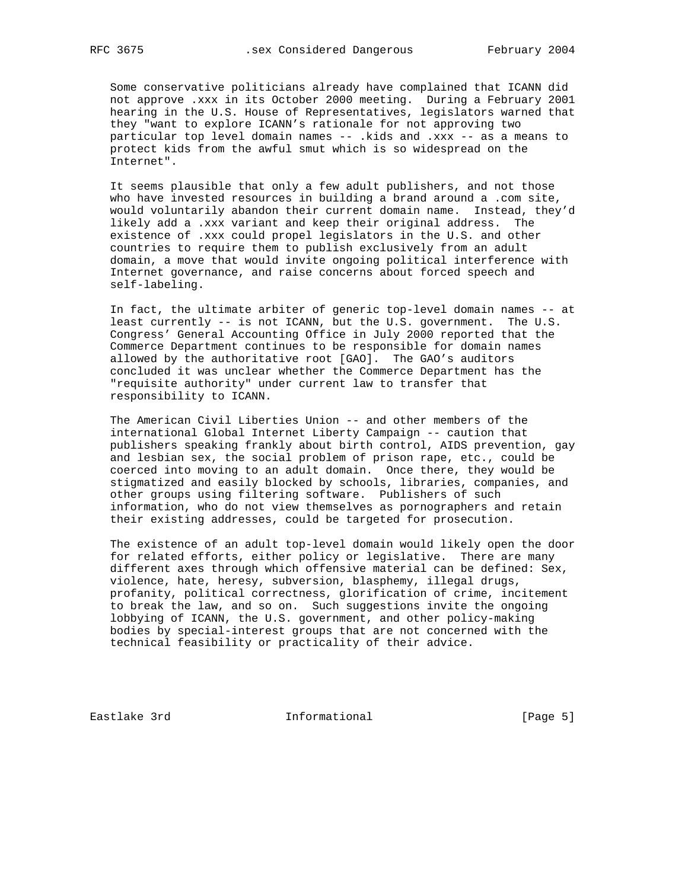Some conservative politicians already have complained that ICANN did not approve .xxx in its October 2000 meeting. During a February 2001 hearing in the U.S. House of Representatives, legislators warned that they "want to explore ICANN's rationale for not approving two particular top level domain names -- .kids and .xxx -- as a means to protect kids from the awful smut which is so widespread on the Internet".

It seems plausible that only a few adult publishers, and not those who have invested resources in building a brand around a .com site, would voluntarily abandon their current domain name. Instead, they'd likely add a .xxx variant and keep their original address. The existence of .xxx could propel legislators in the U.S. and other countries to require them to publish exclusively from an adult domain, a move that would invite ongoing political interference with Internet governance, and raise concerns about forced speech and self-labeling.

In fact, the ultimate arbiter of generic top-level domain names -- at least currently -- is not ICANN, but the U.S. government. The U.S. Congress' General Accounting Office in July 2000 reported that the Commerce Department continues to be responsible for domain names allowed by the authoritative root [GAO]. The GAO's auditors concluded it was unclear whether the Commerce Department has the "requisite authority" under current law to transfer that responsibility to ICANN.

The American Civil Liberties Union -- and other members of the international Global Internet Liberty Campaign -- caution that publishers speaking frankly about birth control, AIDS prevention, gay and lesbian sex, the social problem of prison rape, etc., could be coerced into moving to an adult domain. Once there, they would be stigmatized and easily blocked by schools, libraries, companies, and other groups using filtering software. Publishers of such information, who do not view themselves as pornographers and retain their existing addresses, could be targeted for prosecution.

The existence of an adult top-level domain would likely open the door for related efforts, either policy or legislative. There are many different axes through which offensive material can be defined: Sex, violence, hate, heresy, subversion, blasphemy, illegal drugs, profanity, political correctness, glorification of crime, incitement to break the law, and so on. Such suggestions invite the ongoing lobbying of ICANN, the U.S. government, and other policy-making bodies by special-interest groups that are not concerned with the technical feasibility or practicality of their advice.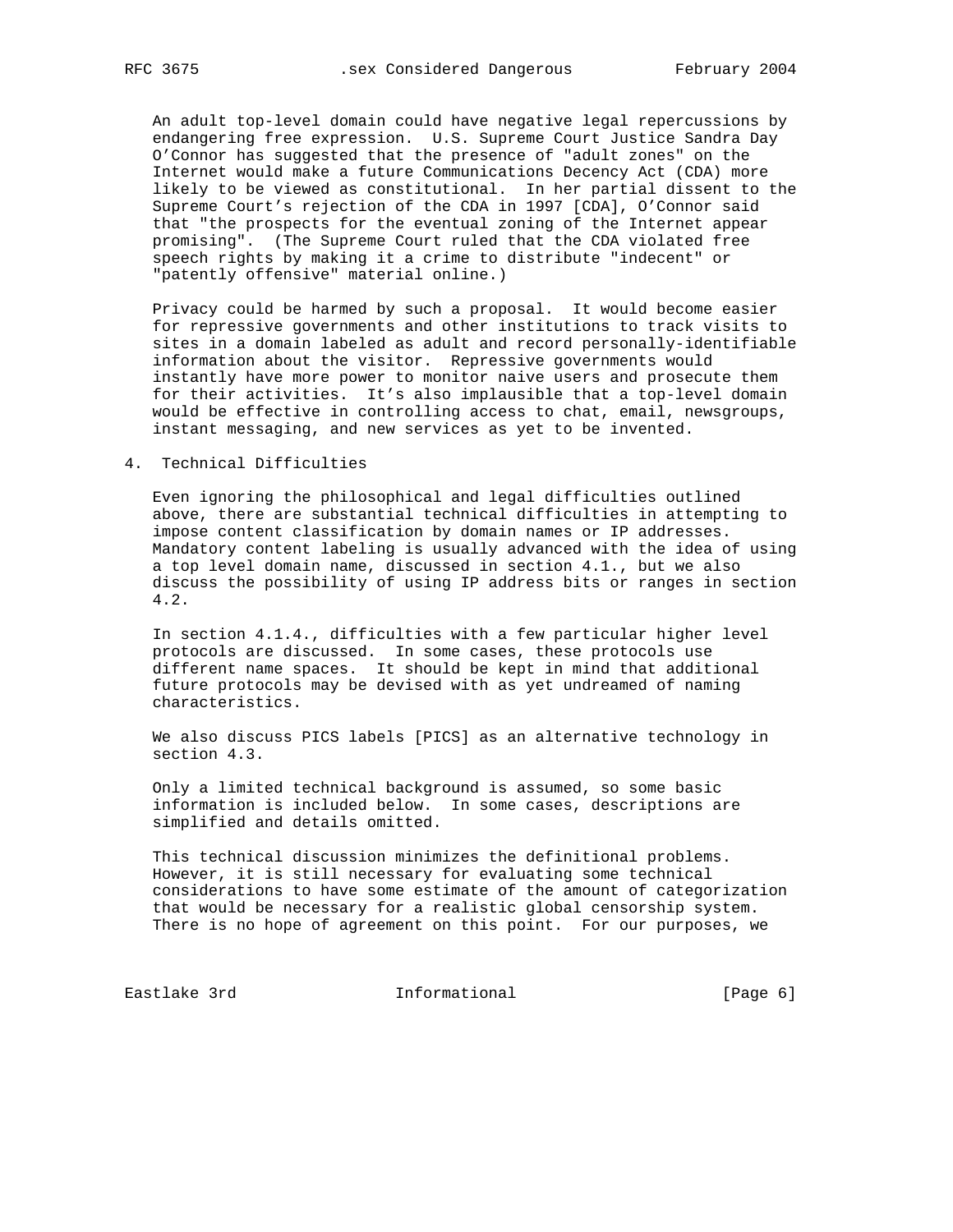An adult top-level domain could have negative legal repercussions by endangering free expression. U.S. Supreme Court Justice Sandra Day O'Connor has suggested that the presence of "adult zones" on the Internet would make a future Communications Decency Act (CDA) more likely to be viewed as constitutional. In her partial dissent to the Supreme Court's rejection of the CDA in 1997 [CDA], O'Connor said that "the prospects for the eventual zoning of the Internet appear promising". (The Supreme Court ruled that the CDA violated free speech rights by making it a crime to distribute "indecent" or "patently offensive" material online.)

Privacy could be harmed by such a proposal. It would become easier for repressive governments and other institutions to track visits to sites in a domain labeled as adult and record personally-identifiable information about the visitor. Repressive governments would instantly have more power to monitor naive users and prosecute them for their activities. It's also implausible that a top-level domain would be effective in controlling access to chat, email, newsgroups, instant messaging, and new services as yet to be invented.

## 4. Technical Difficulties

Even ignoring the philosophical and legal difficulties outlined above, there are substantial technical difficulties in attempting to impose content classification by domain names or IP addresses. Mandatory content labeling is usually advanced with the idea of using a top level domain name, discussed in section 4.1., but we also discuss the possibility of using IP address bits or ranges in section 4.2.

In section 4.1.4., difficulties with a few particular higher level protocols are discussed. In some cases, these protocols use different name spaces. It should be kept in mind that additional future protocols may be devised with as yet undreamed of naming characteristics.

We also discuss PICS labels [PICS] as an alternative technology in section 4.3.

Only a limited technical background is assumed, so some basic information is included below. In some cases, descriptions are simplified and details omitted.

This technical discussion minimizes the definitional problems. However, it is still necessary for evaluating some technical considerations to have some estimate of the amount of categorization that would be necessary for a realistic global censorship system. There is no hope of agreement on this point. For our purposes, we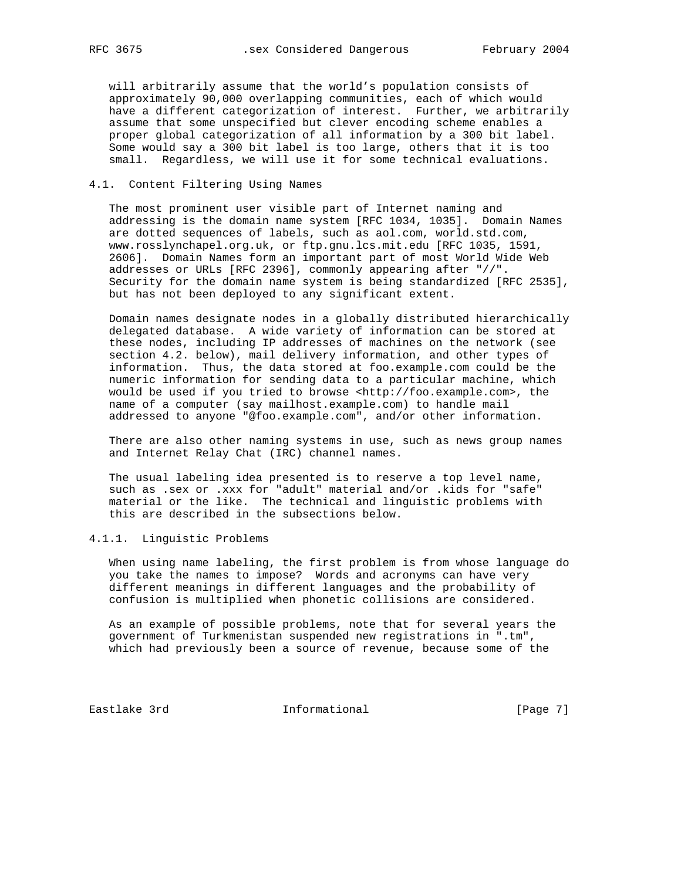will arbitrarily assume that the world's population consists of approximately 90,000 overlapping communities, each of which would have a different categorization of interest. Further, we arbitrarily assume that some unspecified but clever encoding scheme enables a proper global categorization of all information by a 300 bit label. Some would say a 300 bit label is too large, others that it is too small. Regardless, we will use it for some technical evaluations.

### 4.1. Content Filtering Using Names

The most prominent user visible part of Internet naming and addressing is the domain name system [RFC 1034, 1035]. Domain Names are dotted sequences of labels, such as aol.com, world.std.com, www.rosslynchapel.org.uk, or ftp.gnu.lcs.mit.edu [RFC 1035, 1591, 2606]. Domain Names form an important part of most World Wide Web addresses or URLs [RFC 2396], commonly appearing after "//". Security for the domain name system is being standardized [RFC 2535], but has not been deployed to any significant extent.

Domain names designate nodes in a globally distributed hierarchically delegated database. A wide variety of information can be stored at these nodes, including IP addresses of machines on the network (see section 4.2. below), mail delivery information, and other types of information. Thus, the data stored at foo.example.com could be the numeric information for sending data to a particular machine, which would be used if you tried to browse <http://foo.example.com>, the name of a computer (say mailhost.example.com) to handle mail addressed to anyone "@foo.example.com", and/or other information.

There are also other naming systems in use, such as news group names and Internet Relay Chat (IRC) channel names.

The usual labeling idea presented is to reserve a top level name, such as .sex or .xxx for "adult" material and/or .kids for "safe" material or the like. The technical and linguistic problems with this are described in the subsections below.

#### 4.1.1. Linguistic Problems

When using name labeling, the first problem is from whose language do you take the names to impose? Words and acronyms can have very different meanings in different languages and the probability of confusion is multiplied when phonetic collisions are considered.

As an example of possible problems, note that for several years the government of Turkmenistan suspended new registrations in ".tm", which had previously been a source of revenue, because some of the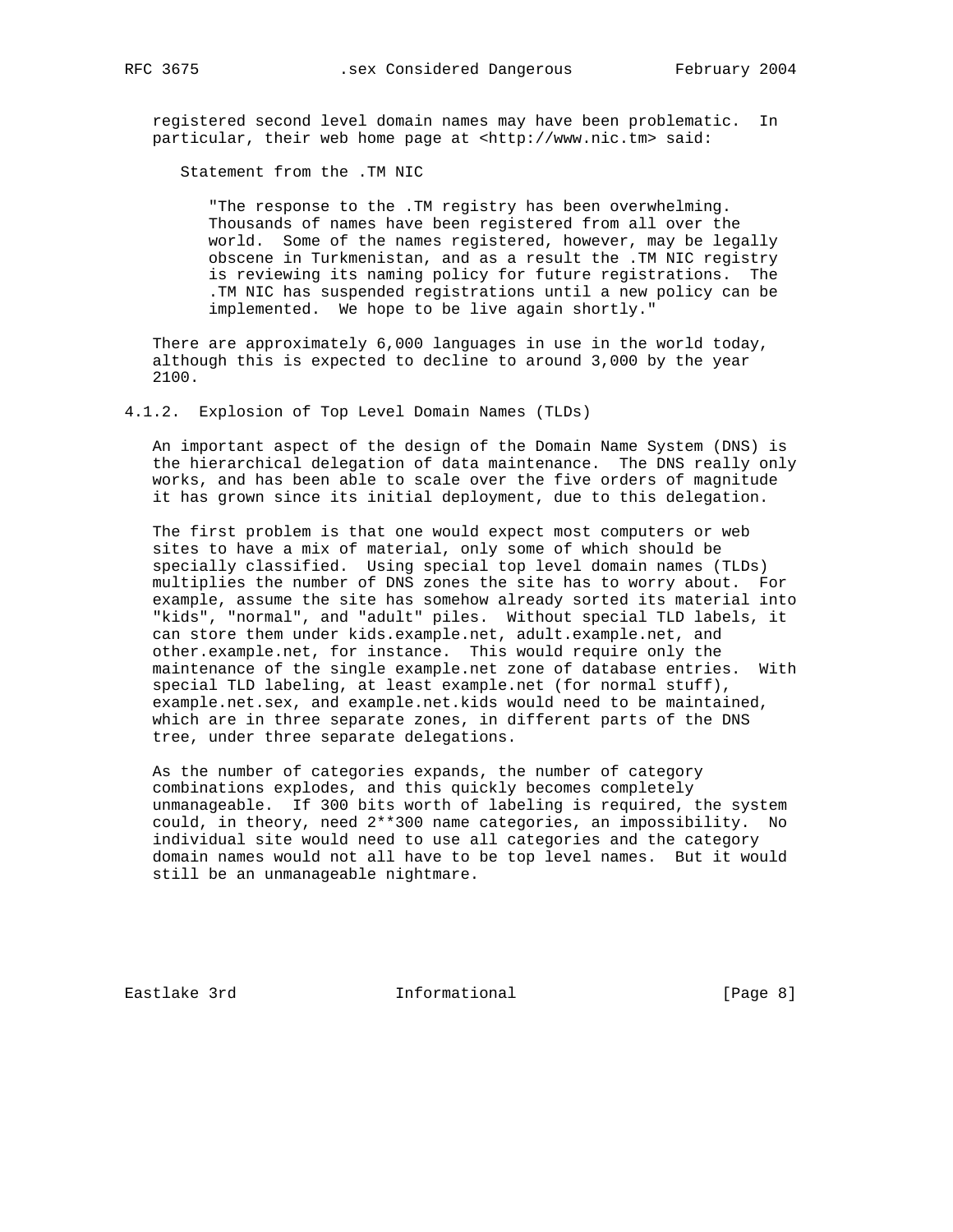registered second level domain names may have been problematic. In particular, their web home page at <http://www.nic.tm> said:

Statement from the .TM NIC

> "The response to the .TM registry has been overwhelming. Thousands of names have been registered from all over the world. Some of the names registered, however, may be legally obscene in Turkmenistan, and as a result the .TM NIC registry is reviewing its naming policy for future registrations. The .TM NIC has suspended registrations until a new policy can be implemented. We hope to be live again shortly."

There are approximately 6,000 languages in use in the world today, although this is expected to decline to around 3,000 by the year 2100.

#### 4.1.2. Explosion of Top Level Domain Names (TLDs)

An important aspect of the design of the Domain Name System (DNS) is the hierarchical delegation of data maintenance. The DNS really only works, and has been able to scale over the five orders of magnitude it has grown since its initial deployment, due to this delegation.

The first problem is that one would expect most computers or web sites to have a mix of material, only some of which should be specially classified. Using special top level domain names (TLDs) multiplies the number of DNS zones the site has to worry about. For example, assume the site has somehow already sorted its material into "kids", "normal", and "adult" piles. Without special TLD labels, it can store them under kids.example.net, adult.example.net, and other.example.net, for instance. This would require only the maintenance of the single example.net zone of database entries. With special TLD labeling, at least example.net (for normal stuff), example.net.sex, and example.net.kids would need to be maintained, which are in three separate zones, in different parts of the DNS tree, under three separate delegations.

As the number of categories expands, the number of category combinations explodes, and this quickly becomes completely unmanageable. If 300 bits worth of labeling is required, the system could, in theory, need 2**300 name categories, an impossibility. No individual site would need to use all categories and the category domain names would not all have to be top level names. But it would still be an unmanageable nightmare.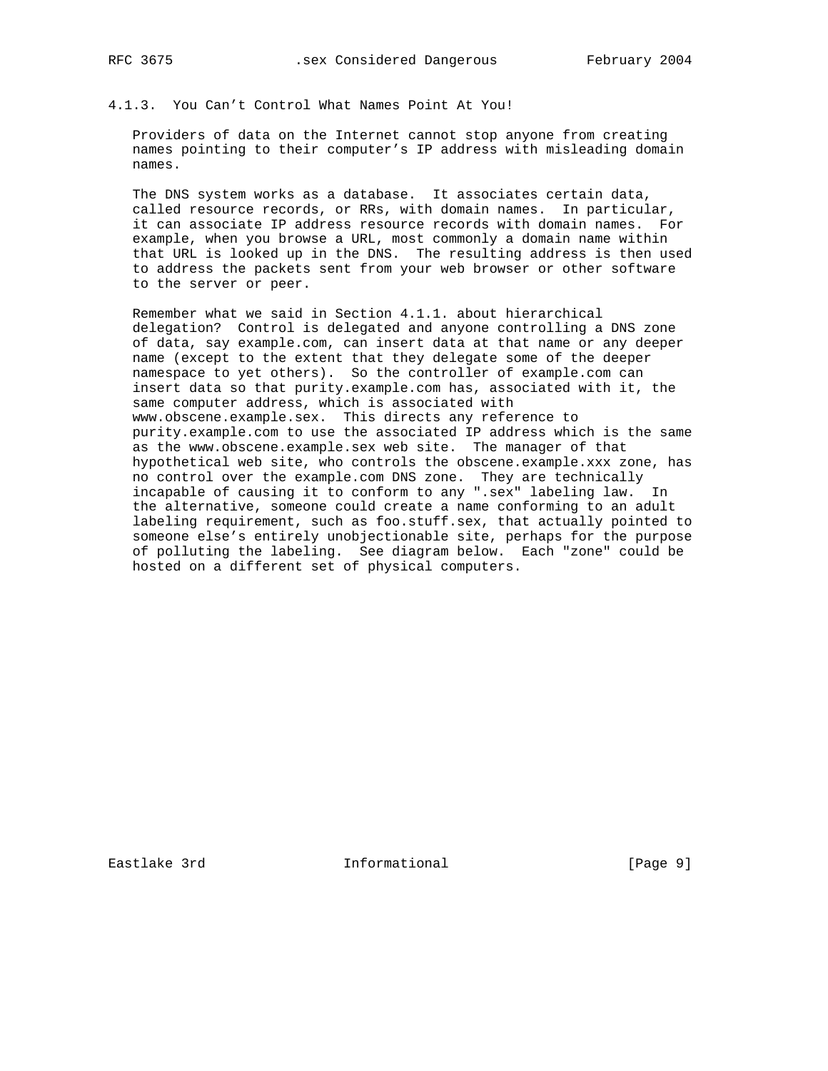#### 4.1.3. You Can't Control What Names Point At You!

Providers of data on the Internet cannot stop anyone from creating names pointing to their computer's IP address with misleading domain names.

The DNS system works as a database. It associates certain data, called resource records, or RRs, with domain names. In particular, it can associate IP address resource records with domain names. For example, when you browse a URL, most commonly a domain name within that URL is looked up in the DNS. The resulting address is then used to address the packets sent from your web browser or other software to the server or peer.

Remember what we said in Section 4.1.1. about hierarchical delegation? Control is delegated and anyone controlling a DNS zone of data, say example.com, can insert data at that name or any deeper name (except to the extent that they delegate some of the deeper namespace to yet others). So the controller of example.com can insert data so that purity.example.com has, associated with it, the same computer address, which is associated with www.obscene.example.sex. This directs any reference to purity.example.com to use the associated IP address which is the same as the www.obscene.example.sex web site. The manager of that hypothetical web site, who controls the obscene.example.xxx zone, has no control over the example.com DNS zone. They are technically incapable of causing it to conform to any ".sex" labeling law. In the alternative, someone could create a name conforming to an adult labeling requirement, such as foo.stuff.sex, that actually pointed to someone else's entirely unobjectionable site, perhaps for the purpose of polluting the labeling. See diagram below. Each "zone" could be hosted on a different set of physical computers.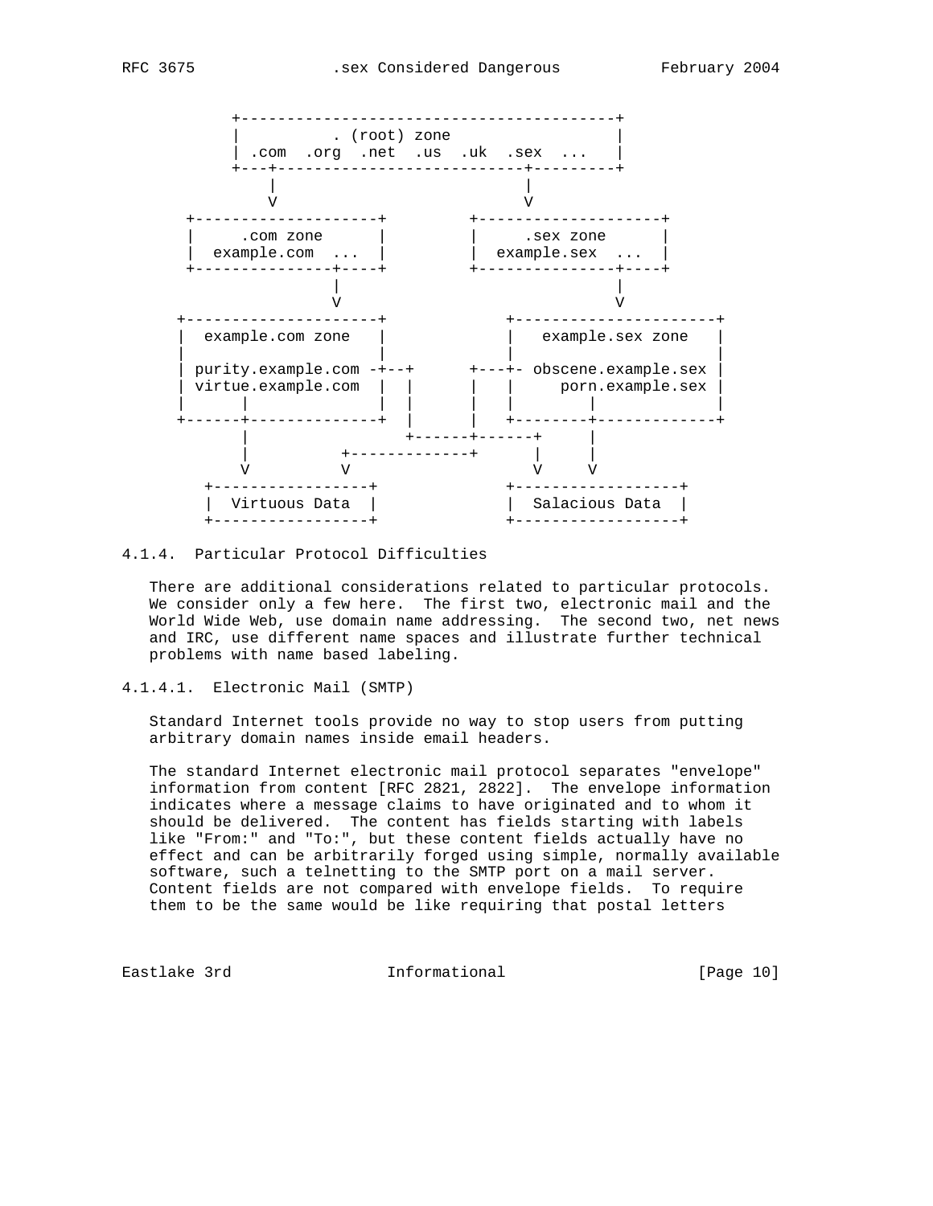```
          +-----------------------------------------+
          |           . (root) zone                 |
          | .com  .org  .net  .us  .uk  .sex  ...   |
          +---+---------------------------+---------+
              |                           |
              V                           V
     +--------------------+         +--------------------+
     |     .com zone      |         |     .sex zone      |
     |  example.com  ...  |         |  example.sex  ...  |
     +---------------+----+         +---------------+----+
                     |                              |
                     V                              V
    +---------------------+             +----------------------+
    |  example.com zone   |             |   example.sex zone   |
    |                     |             |                      |
    | purity.example.com -+--+      +---+- obscene.example.sex |
    | virtue.example.com  |  |      |   |     porn.example.sex |
    |      |              |  |      |   |        |             |
    +------+--------------+  |      |   +--------+-------------+
           |                 +------+------+     |
           |         +-------------+       |     |
           V         V                     V     V
      +-----------------+             +------------------+
      |  Virtuous Data  |             |  Salacious Data  |
      +-----------------+             +------------------+
```

#### 4.1.4. Particular Protocol Difficulties

There are additional considerations related to particular protocols. We consider only a few here. The first two, electronic mail and the World Wide Web, use domain name addressing. The second two, net news and IRC, use different name spaces and illustrate further technical problems with name based labeling.

##### 4.1.4.1. Electronic Mail (SMTP)

Standard Internet tools provide no way to stop users from putting arbitrary domain names inside email headers.

The standard Internet electronic mail protocol separates "envelope" information from content [RFC 2821, 2822]. The envelope information indicates where a message claims to have originated and to whom it should be delivered. The content has fields starting with labels like "From:" and "To:", but these content fields actually have no effect and can be arbitrarily forged using simple, normally available software, such a telnetting to the SMTP port on a mail server. Content fields are not compared with envelope fields. To require them to be the same would be like requiring that postal letters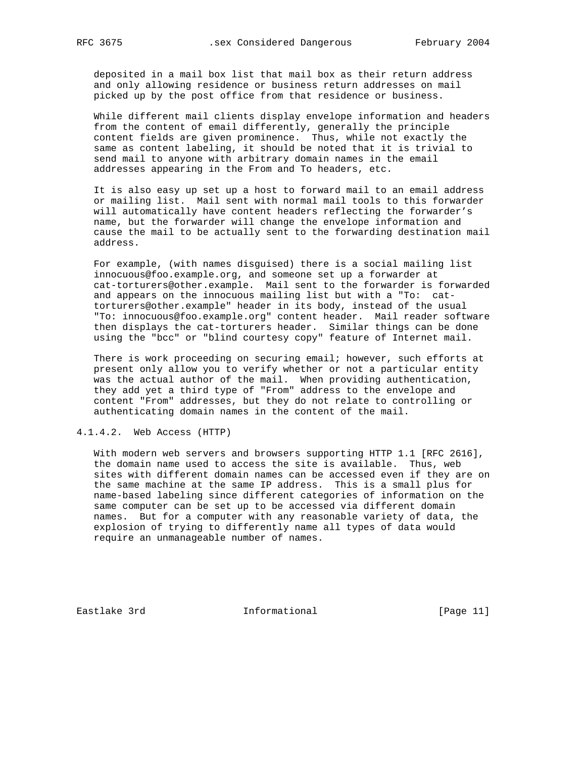deposited in a mail box list that mail box as their return address and only allowing residence or business return addresses on mail picked up by the post office from that residence or business.

While different mail clients display envelope information and headers from the content of email differently, generally the principle content fields are given prominence. Thus, while not exactly the same as content labeling, it should be noted that it is trivial to send mail to anyone with arbitrary domain names in the email addresses appearing in the From and To headers, etc.

It is also easy up set up a host to forward mail to an email address or mailing list. Mail sent with normal mail tools to this forwarder will automatically have content headers reflecting the forwarder's name, but the forwarder will change the envelope information and cause the mail to be actually sent to the forwarding destination mail address.

For example, (with names disguised) there is a social mailing list innocuous@foo.example.org, and someone set up a forwarder at cat-torturers@other.example. Mail sent to the forwarder is forwarded and appears on the innocuous mailing list but with a "To: cat-torturers@other.example" header in its body, instead of the usual "To: innocuous@foo.example.org" content header. Mail reader software then displays the cat-torturers header. Similar things can be done using the "bcc" or "blind courtesy copy" feature of Internet mail.

There is work proceeding on securing email; however, such efforts at present only allow you to verify whether or not a particular entity was the actual author of the mail. When providing authentication, they add yet a third type of "From" address to the envelope and content "From" addresses, but they do not relate to controlling or authenticating domain names in the content of the mail.

#### 4.1.4.2. Web Access (HTTP)

With modern web servers and browsers supporting HTTP 1.1 [RFC 2616], the domain name used to access the site is available. Thus, web sites with different domain names can be accessed even if they are on the same machine at the same IP address. This is a small plus for name-based labeling since different categories of information on the same computer can be set up to be accessed via different domain names. But for a computer with any reasonable variety of data, the explosion of trying to differently name all types of data would require an unmanageable number of names.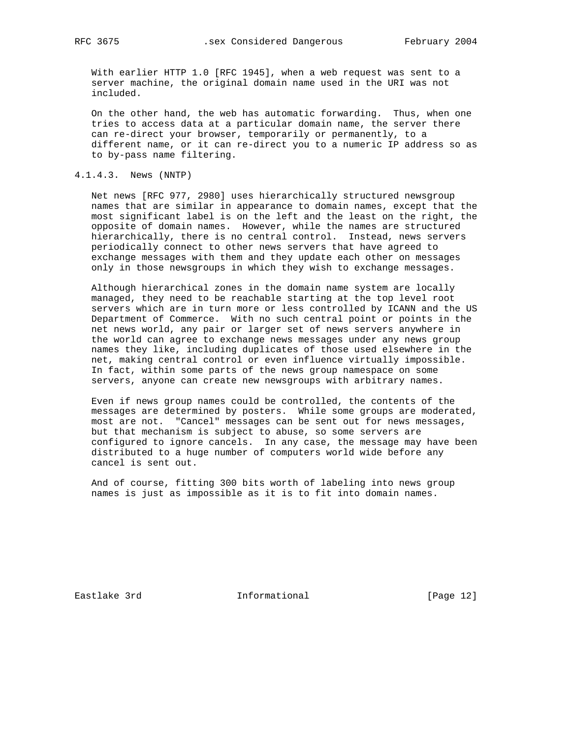With earlier HTTP 1.0 [RFC 1945], when a web request was sent to a server machine, the original domain name used in the URI was not included.

On the other hand, the web has automatic forwarding. Thus, when one tries to access data at a particular domain name, the server there can re-direct your browser, temporarily or permanently, to a different name, or it can re-direct you to a numeric IP address so as to by-pass name filtering.

#### 4.1.4.3. News (NNTP)

Net news [RFC 977, 2980] uses hierarchically structured newsgroup names that are similar in appearance to domain names, except that the most significant label is on the left and the least on the right, the opposite of domain names. However, while the names are structured hierarchically, there is no central control. Instead, news servers periodically connect to other news servers that have agreed to exchange messages with them and they update each other on messages only in those newsgroups in which they wish to exchange messages.

Although hierarchical zones in the domain name system are locally managed, they need to be reachable starting at the top level root servers which are in turn more or less controlled by ICANN and the US Department of Commerce. With no such central point or points in the net news world, any pair or larger set of news servers anywhere in the world can agree to exchange news messages under any news group names they like, including duplicates of those used elsewhere in the net, making central control or even influence virtually impossible. In fact, within some parts of the news group namespace on some servers, anyone can create new newsgroups with arbitrary names.

Even if news group names could be controlled, the contents of the messages are determined by posters. While some groups are moderated, most are not. "Cancel" messages can be sent out for news messages, but that mechanism is subject to abuse, so some servers are configured to ignore cancels. In any case, the message may have been distributed to a huge number of computers world wide before any cancel is sent out.

And of course, fitting 300 bits worth of labeling into news group names is just as impossible as it is to fit into domain names.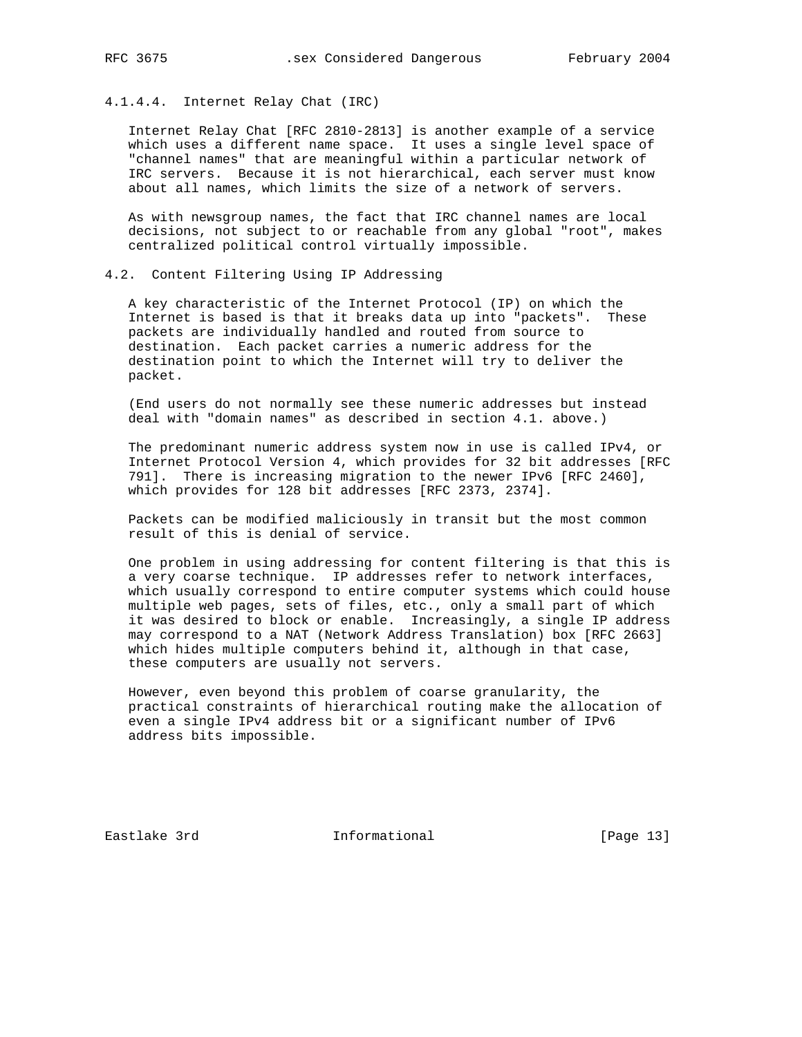#### 4.1.4.4. Internet Relay Chat (IRC)

Internet Relay Chat [RFC 2810-2813] is another example of a service which uses a different name space. It uses a single level space of "channel names" that are meaningful within a particular network of IRC servers. Because it is not hierarchical, each server must know about all names, which limits the size of a network of servers.

As with newsgroup names, the fact that IRC channel names are local decisions, not subject to or reachable from any global "root", makes centralized political control virtually impossible.

### 4.2. Content Filtering Using IP Addressing

A key characteristic of the Internet Protocol (IP) on which the Internet is based is that it breaks data up into "packets". These packets are individually handled and routed from source to destination. Each packet carries a numeric address for the destination point to which the Internet will try to deliver the packet.

(End users do not normally see these numeric addresses but instead deal with "domain names" as described in section 4.1. above.)

The predominant numeric address system now in use is called IPv4, or Internet Protocol Version 4, which provides for 32 bit addresses [RFC 791]. There is increasing migration to the newer IPv6 [RFC 2460], which provides for 128 bit addresses [RFC 2373, 2374].

Packets can be modified maliciously in transit but the most common result of this is denial of service.

One problem in using addressing for content filtering is that this is a very coarse technique. IP addresses refer to network interfaces, which usually correspond to entire computer systems which could house multiple web pages, sets of files, etc., only a small part of which it was desired to block or enable. Increasingly, a single IP address may correspond to a NAT (Network Address Translation) box [RFC 2663] which hides multiple computers behind it, although in that case, these computers are usually not servers.

However, even beyond this problem of coarse granularity, the practical constraints of hierarchical routing make the allocation of even a single IPv4 address bit or a significant number of IPv6 address bits impossible.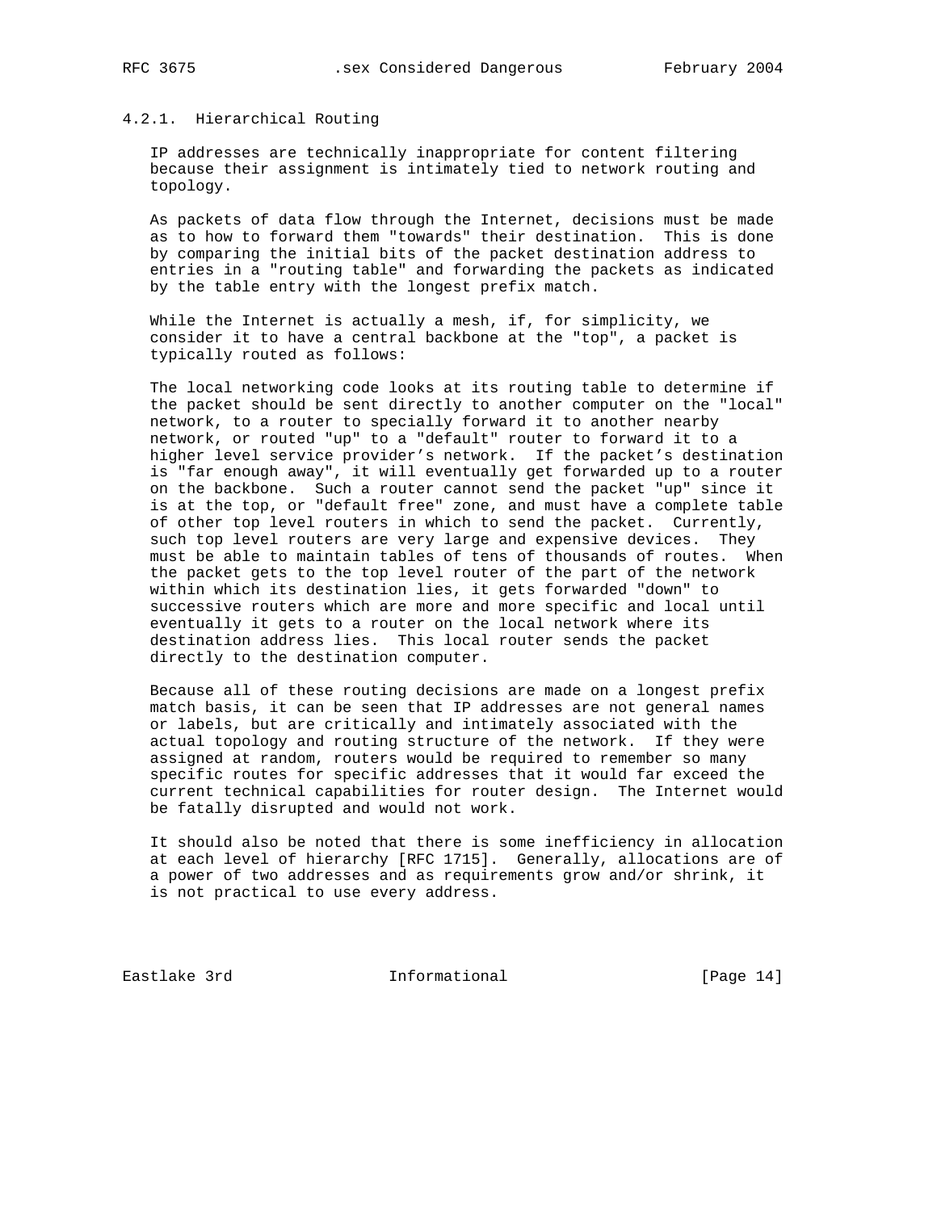#### 4.2.1. Hierarchical Routing

IP addresses are technically inappropriate for content filtering because their assignment is intimately tied to network routing and topology.

As packets of data flow through the Internet, decisions must be made as to how to forward them "towards" their destination. This is done by comparing the initial bits of the packet destination address to entries in a "routing table" and forwarding the packets as indicated by the table entry with the longest prefix match.

While the Internet is actually a mesh, if, for simplicity, we consider it to have a central backbone at the "top", a packet is typically routed as follows:

The local networking code looks at its routing table to determine if the packet should be sent directly to another computer on the "local" network, to a router to specially forward it to another nearby network, or routed "up" to a "default" router to forward it to a higher level service provider's network. If the packet's destination is "far enough away", it will eventually get forwarded up to a router on the backbone. Such a router cannot send the packet "up" since it is at the top, or "default free" zone, and must have a complete table of other top level routers in which to send the packet. Currently, such top level routers are very large and expensive devices. They must be able to maintain tables of tens of thousands of routes. When the packet gets to the top level router of the part of the network within which its destination lies, it gets forwarded "down" to successive routers which are more and more specific and local until eventually it gets to a router on the local network where its destination address lies. This local router sends the packet directly to the destination computer.

Because all of these routing decisions are made on a longest prefix match basis, it can be seen that IP addresses are not general names or labels, but are critically and intimately associated with the actual topology and routing structure of the network. If they were assigned at random, routers would be required to remember so many specific routes for specific addresses that it would far exceed the current technical capabilities for router design. The Internet would be fatally disrupted and would not work.

It should also be noted that there is some inefficiency in allocation at each level of hierarchy [RFC 1715]. Generally, allocations are of a power of two addresses and as requirements grow and/or shrink, it is not practical to use every address.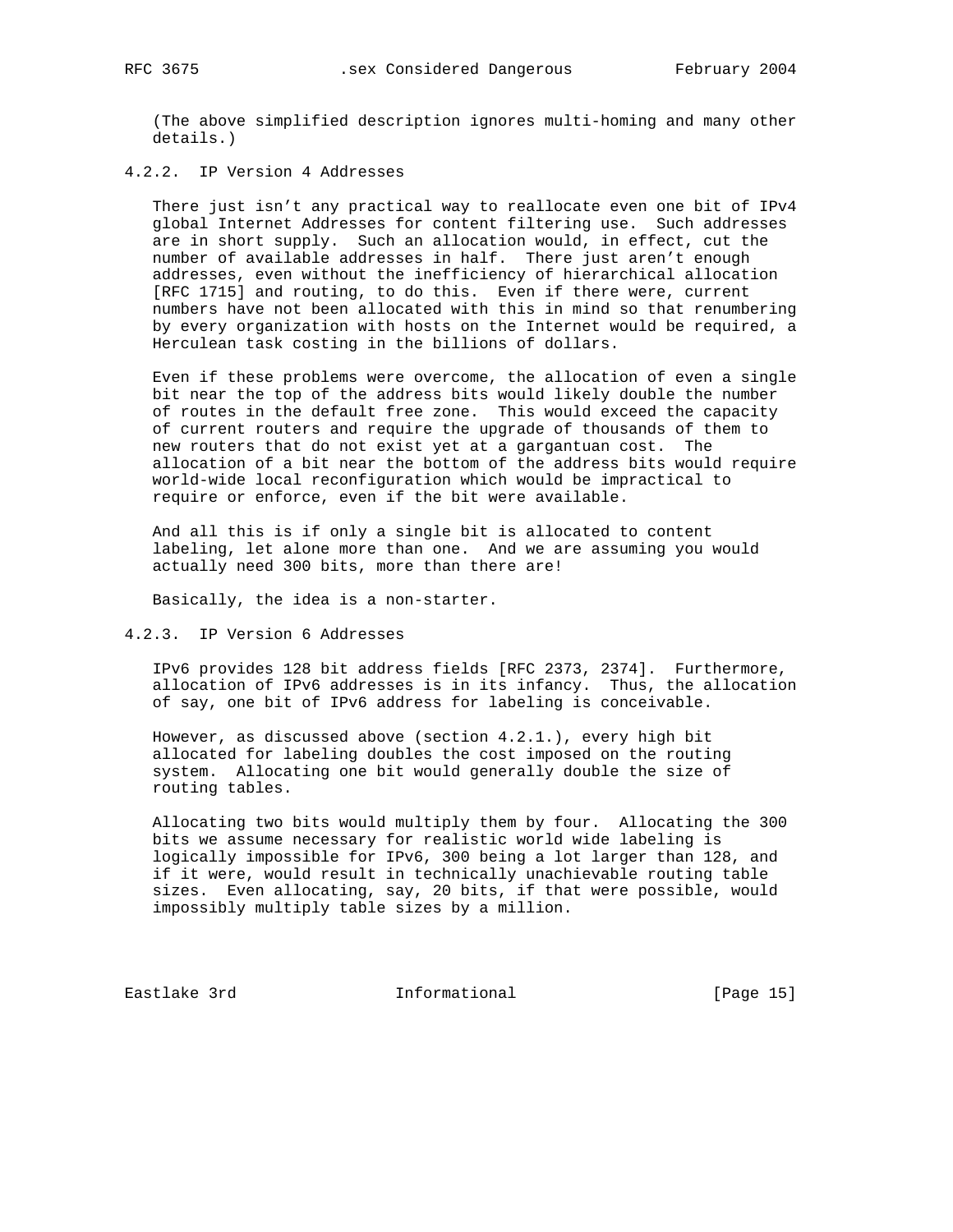(The above simplified description ignores multi-homing and many other details.)

#### 4.2.2. IP Version 4 Addresses

There just isn't any practical way to reallocate even one bit of IPv4 global Internet Addresses for content filtering use. Such addresses are in short supply. Such an allocation would, in effect, cut the number of available addresses in half. There just aren't enough addresses, even without the inefficiency of hierarchical allocation [RFC 1715] and routing, to do this. Even if there were, current numbers have not been allocated with this in mind so that renumbering by every organization with hosts on the Internet would be required, a Herculean task costing in the billions of dollars.

Even if these problems were overcome, the allocation of even a single bit near the top of the address bits would likely double the number of routes in the default free zone. This would exceed the capacity of current routers and require the upgrade of thousands of them to new routers that do not exist yet at a gargantuan cost. The allocation of a bit near the bottom of the address bits would require world-wide local reconfiguration which would be impractical to require or enforce, even if the bit were available.

And all this is if only a single bit is allocated to content labeling, let alone more than one. And we are assuming you would actually need 300 bits, more than there are!

Basically, the idea is a non-starter.

#### 4.2.3. IP Version 6 Addresses

IPv6 provides 128 bit address fields [RFC 2373, 2374]. Furthermore, allocation of IPv6 addresses is in its infancy. Thus, the allocation of say, one bit of IPv6 address for labeling is conceivable.

However, as discussed above (section 4.2.1.), every high bit allocated for labeling doubles the cost imposed on the routing system. Allocating one bit would generally double the size of routing tables.

Allocating two bits would multiply them by four. Allocating the 300 bits we assume necessary for realistic world wide labeling is logically impossible for IPv6, 300 being a lot larger than 128, and if it were, would result in technically unachievable routing table sizes. Even allocating, say, 20 bits, if that were possible, would impossibly multiply table sizes by a million.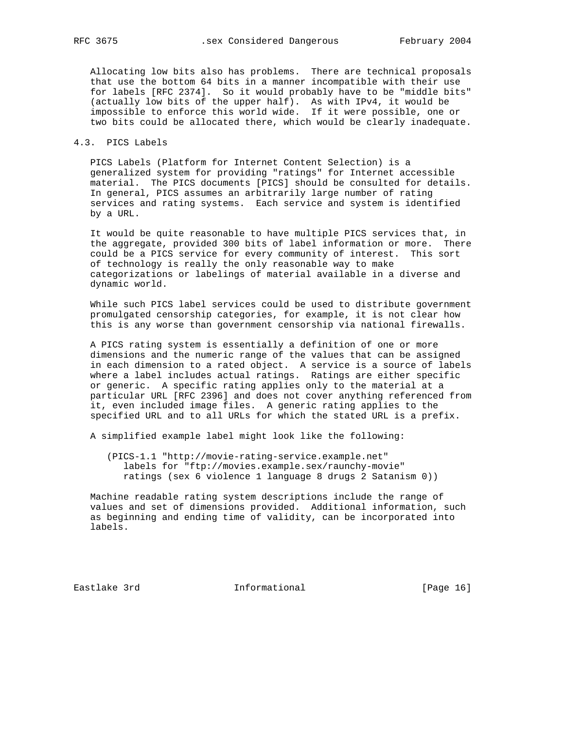Allocating low bits also has problems. There are technical proposals that use the bottom 64 bits in a manner incompatible with their use for labels [RFC 2374]. So it would probably have to be "middle bits" (actually low bits of the upper half). As with IPv4, it would be impossible to enforce this world wide. If it were possible, one or two bits could be allocated there, which would be clearly inadequate.

### 4.3. PICS Labels

PICS Labels (Platform for Internet Content Selection) is a generalized system for providing "ratings" for Internet accessible material. The PICS documents [PICS] should be consulted for details. In general, PICS assumes an arbitrarily large number of rating services and rating systems. Each service and system is identified by a URL.

It would be quite reasonable to have multiple PICS services that, in the aggregate, provided 300 bits of label information or more. There could be a PICS service for every community of interest. This sort of technology is really the only reasonable way to make categorizations or labelings of material available in a diverse and dynamic world.

While such PICS label services could be used to distribute government promulgated censorship categories, for example, it is not clear how this is any worse than government censorship via national firewalls.

A PICS rating system is essentially a definition of one or more dimensions and the numeric range of the values that can be assigned in each dimension to a rated object. A service is a source of labels where a label includes actual ratings. Ratings are either specific or generic. A specific rating applies only to the material at a particular URL [RFC 2396] and does not cover anything referenced from it, even included image files. A generic rating applies to the specified URL and to all URLs for which the stated URL is a prefix.

A simplified example label might look like the following:

```
(PICS-1.1 "http://movie-rating-service.example.net"
   labels for "ftp://movies.example.sex/raunchy-movie"
   ratings (sex 6 violence 1 language 8 drugs 2 Satanism 0))
```

Machine readable rating system descriptions include the range of values and set of dimensions provided. Additional information, such as beginning and ending time of validity, can be incorporated into labels.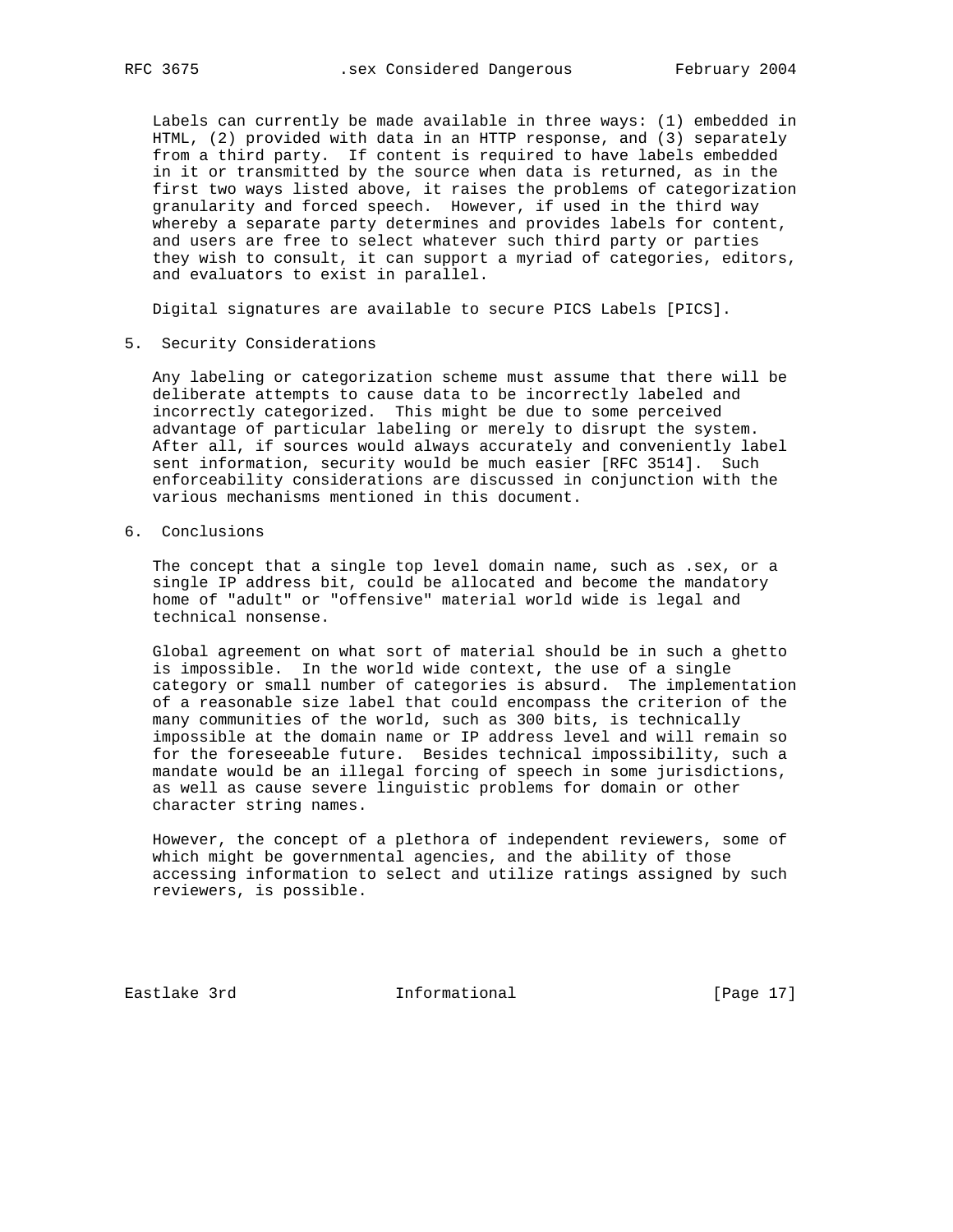Labels can currently be made available in three ways: (1) embedded in HTML, (2) provided with data in an HTTP response, and (3) separately from a third party. If content is required to have labels embedded in it or transmitted by the source when data is returned, as in the first two ways listed above, it raises the problems of categorization granularity and forced speech. However, if used in the third way whereby a separate party determines and provides labels for content, and users are free to select whatever such third party or parties they wish to consult, it can support a myriad of categories, editors, and evaluators to exist in parallel.

Digital signatures are available to secure PICS Labels [PICS].

## 5. Security Considerations

Any labeling or categorization scheme must assume that there will be deliberate attempts to cause data to be incorrectly labeled and incorrectly categorized. This might be due to some perceived advantage of particular labeling or merely to disrupt the system. After all, if sources would always accurately and conveniently label sent information, security would be much easier [RFC 3514]. Such enforceability considerations are discussed in conjunction with the various mechanisms mentioned in this document.

## 6. Conclusions

The concept that a single top level domain name, such as .sex, or a single IP address bit, could be allocated and become the mandatory home of "adult" or "offensive" material world wide is legal and technical nonsense.

Global agreement on what sort of material should be in such a ghetto is impossible. In the world wide context, the use of a single category or small number of categories is absurd. The implementation of a reasonable size label that could encompass the criterion of the many communities of the world, such as 300 bits, is technically impossible at the domain name or IP address level and will remain so for the foreseeable future. Besides technical impossibility, such a mandate would be an illegal forcing of speech in some jurisdictions, as well as cause severe linguistic problems for domain or other character string names.

However, the concept of a plethora of independent reviewers, some of which might be governmental agencies, and the ability of those accessing information to select and utilize ratings assigned by such reviewers, is possible.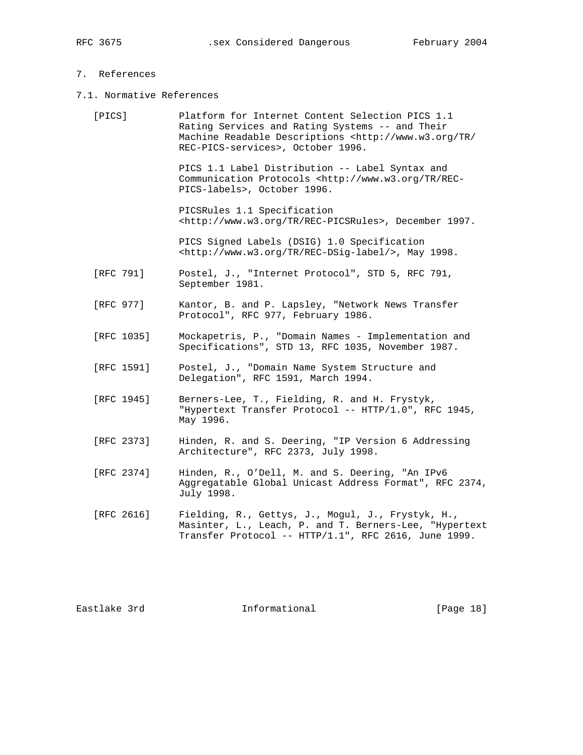# 7. References

## 7.1. Normative References

[PICS] Platform for Internet Content Selection PICS 1.1 Rating Services and Rating Systems -- and Their Machine Readable Descriptions <http://www.w3.org/TR/REC-PICS-services>, October 1996.

PICS 1.1 Label Distribution -- Label Syntax and Communication Protocols <http://www.w3.org/TR/REC-PICS-labels>, October 1996.

PICSRules 1.1 Specification <http://www.w3.org/TR/REC-PICSRules>, December 1997.

PICS Signed Labels (DSIG) 1.0 Specification <http://www.w3.org/TR/REC-DSig-label/>, May 1998.

[RFC 791] Postel, J., "Internet Protocol", STD 5, RFC 791, September 1981.

[RFC 977] Kantor, B. and P. Lapsley, "Network News Transfer Protocol", RFC 977, February 1986.

[RFC 1035] Mockapetris, P., "Domain Names - Implementation and Specifications", STD 13, RFC 1035, November 1987.

[RFC 1591] Postel, J., "Domain Name System Structure and Delegation", RFC 1591, March 1994.

[RFC 1945] Berners-Lee, T., Fielding, R. and H. Frystyk, "Hypertext Transfer Protocol -- HTTP/1.0", RFC 1945, May 1996.

[RFC 2373] Hinden, R. and S. Deering, "IP Version 6 Addressing Architecture", RFC 2373, July 1998.

[RFC 2374] Hinden, R., O'Dell, M. and S. Deering, "An IPv6 Aggregatable Global Unicast Address Format", RFC 2374, July 1998.

[RFC 2616] Fielding, R., Gettys, J., Mogul, J., Frystyk, H., Masinter, L., Leach, P. and T. Berners-Lee, "Hypertext Transfer Protocol -- HTTP/1.1", RFC 2616, June 1999.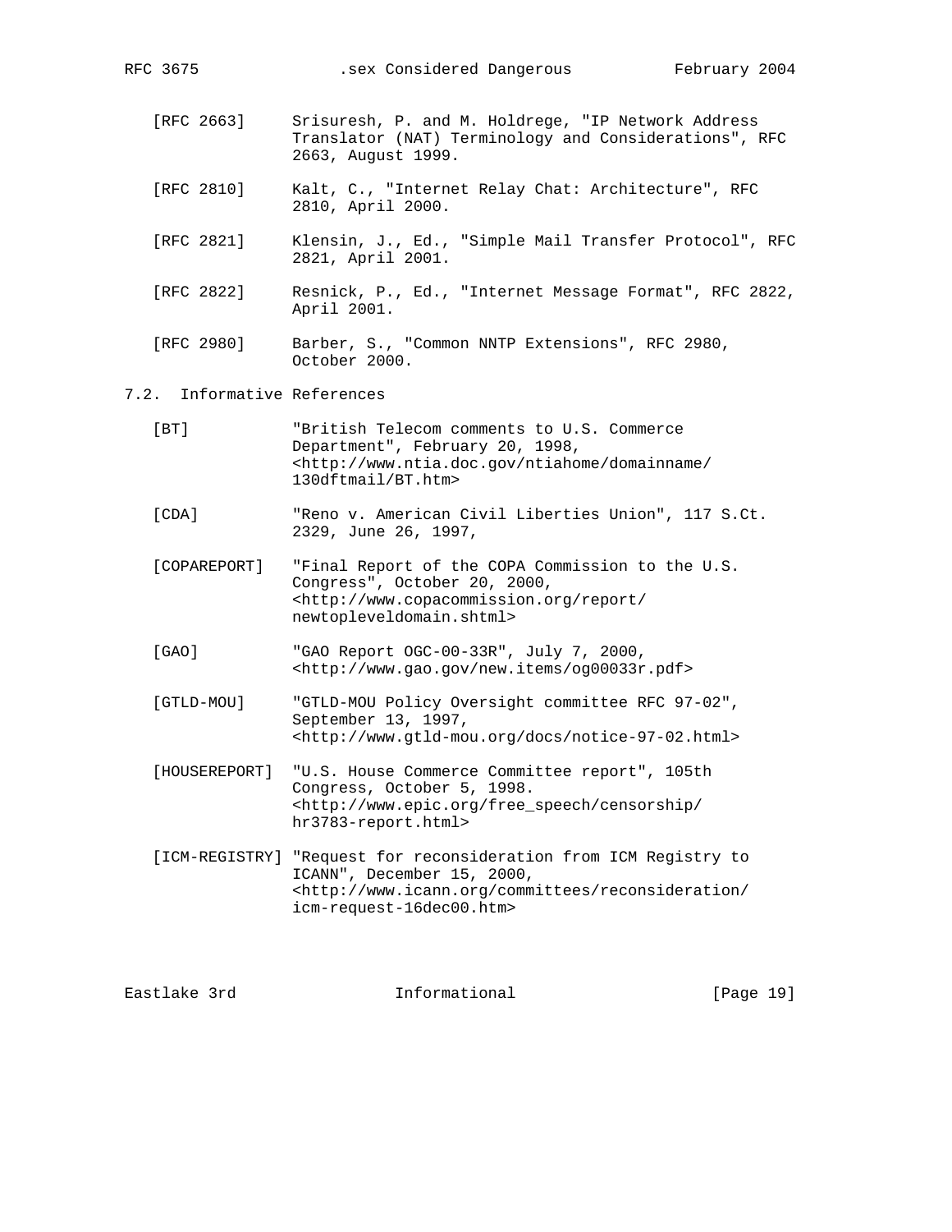[RFC 2663] Srisuresh, P. and M. Holdrege, "IP Network Address Translator (NAT) Terminology and Considerations", RFC 2663, August 1999.

[RFC 2810] Kalt, C., "Internet Relay Chat: Architecture", RFC 2810, April 2000.

[RFC 2821] Klensin, J., Ed., "Simple Mail Transfer Protocol", RFC 2821, April 2001.

[RFC 2822] Resnick, P., Ed., "Internet Message Format", RFC 2822, April 2001.

[RFC 2980] Barber, S., "Common NNTP Extensions", RFC 2980, October 2000.

### 7.2. Informative References

[BT] "British Telecom comments to U.S. Commerce Department", February 20, 1998, <http://www.ntia.doc.gov/ntiahome/domainname/130dftmail/BT.htm>

[CDA] "Reno v. American Civil Liberties Union", 117 S.Ct. 2329, June 26, 1997,

[COPAREPORT] "Final Report of the COPA Commission to the U.S. Congress", October 20, 2000, <http://www.copacommission.org/report/newtopleveldomain.shtml>

[GAO] "GAO Report OGC-00-33R", July 7, 2000, <http://www.gao.gov/new.items/og00033r.pdf>

[GTLD-MOU] "GTLD-MOU Policy Oversight committee RFC 97-02", September 13, 1997, <http://www.gtld-mou.org/docs/notice-97-02.html>

[HOUSEREPORT] "U.S. House Commerce Committee report", 105th Congress, October 5, 1998. <http://www.epic.org/free_speech/censorship/hr3783-report.html>

[ICM-REGISTRY] "Request for reconsideration from ICM Registry to ICANN", December 15, 2000, <http://www.icann.org/committees/reconsideration/icm-request-16dec00.htm>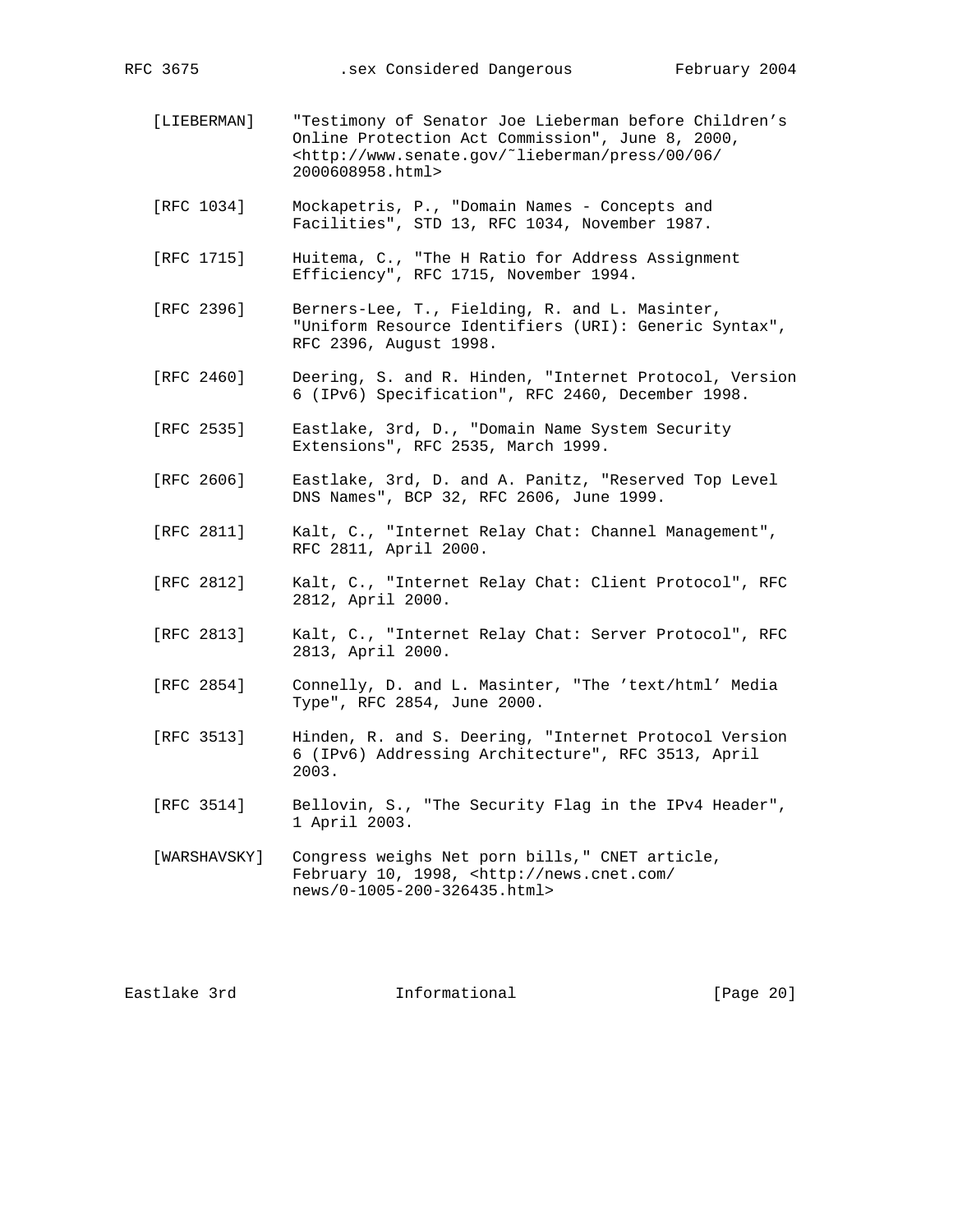[LIEBERMAN] "Testimony of Senator Joe Lieberman before Children's Online Protection Act Commission", June 8, 2000, <http://www.senate.gov/˜lieberman/press/00/06/2000608958.html>

[RFC 1034] Mockapetris, P., "Domain Names - Concepts and Facilities", STD 13, RFC 1034, November 1987.

[RFC 1715] Huitema, C., "The H Ratio for Address Assignment Efficiency", RFC 1715, November 1994.

[RFC 2396] Berners-Lee, T., Fielding, R. and L. Masinter, "Uniform Resource Identifiers (URI): Generic Syntax", RFC 2396, August 1998.

[RFC 2460] Deering, S. and R. Hinden, "Internet Protocol, Version 6 (IPv6) Specification", RFC 2460, December 1998.

[RFC 2535] Eastlake, 3rd, D., "Domain Name System Security Extensions", RFC 2535, March 1999.

[RFC 2606] Eastlake, 3rd, D. and A. Panitz, "Reserved Top Level DNS Names", BCP 32, RFC 2606, June 1999.

[RFC 2811] Kalt, C., "Internet Relay Chat: Channel Management", RFC 2811, April 2000.

[RFC 2812] Kalt, C., "Internet Relay Chat: Client Protocol", RFC 2812, April 2000.

[RFC 2813] Kalt, C., "Internet Relay Chat: Server Protocol", RFC 2813, April 2000.

[RFC 2854] Connelly, D. and L. Masinter, "The 'text/html' Media Type", RFC 2854, June 2000.

[RFC 3513] Hinden, R. and S. Deering, "Internet Protocol Version 6 (IPv6) Addressing Architecture", RFC 3513, April 2003.

[RFC 3514] Bellovin, S., "The Security Flag in the IPv4 Header", 1 April 2003.

[WARSHAVSKY] Congress weighs Net porn bills," CNET article, February 10, 1998, <http://news.cnet.com/news/0-1005-200-326435.html>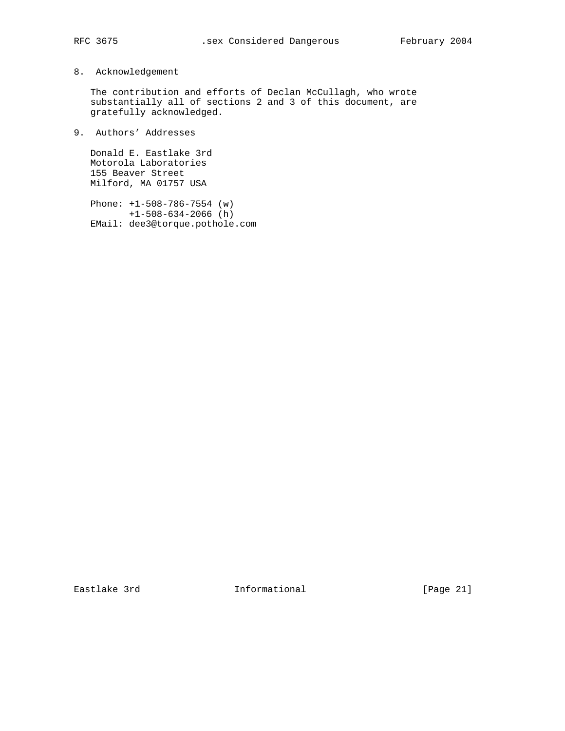## 8. Acknowledgement

The contribution and efforts of Declan McCullagh, who wrote substantially all of sections 2 and 3 of this document, are gratefully acknowledged.

## 9. Authors' Addresses

Donald E. Eastlake 3rd
Motorola Laboratories
155 Beaver Street
Milford, MA 01757 USA

Phone: +1-508-786-7554 (w)
       +1-508-634-2066 (h)
EMail: dee3@torque.pothole.com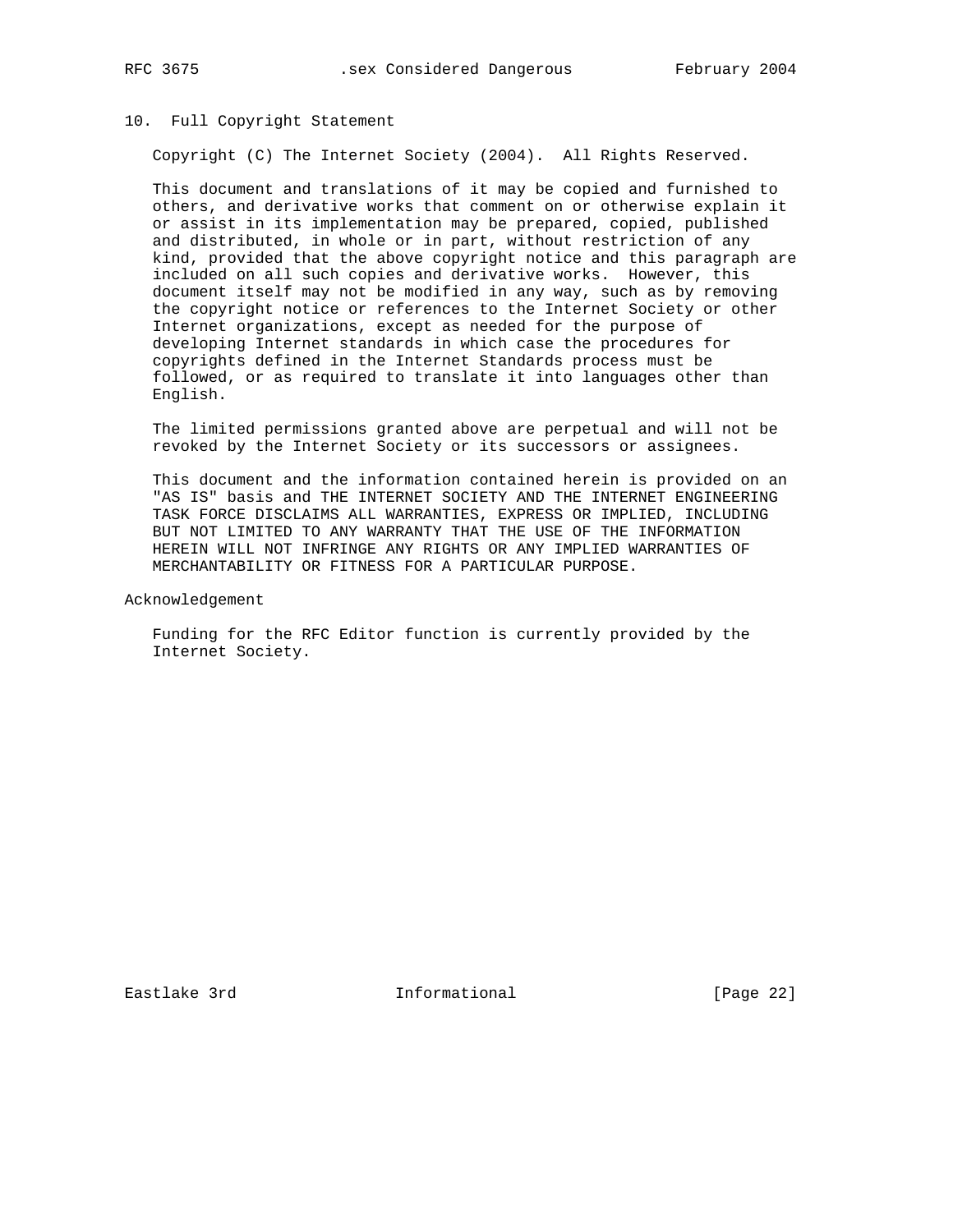## 10. Full Copyright Statement

Copyright (C) The Internet Society (2004). All Rights Reserved.

This document and translations of it may be copied and furnished to others, and derivative works that comment on or otherwise explain it or assist in its implementation may be prepared, copied, published and distributed, in whole or in part, without restriction of any kind, provided that the above copyright notice and this paragraph are included on all such copies and derivative works. However, this document itself may not be modified in any way, such as by removing the copyright notice or references to the Internet Society or other Internet organizations, except as needed for the purpose of developing Internet standards in which case the procedures for copyrights defined in the Internet Standards process must be followed, or as required to translate it into languages other than English.

The limited permissions granted above are perpetual and will not be revoked by the Internet Society or its successors or assignees.

This document and the information contained herein is provided on an "AS IS" basis and THE INTERNET SOCIETY AND THE INTERNET ENGINEERING TASK FORCE DISCLAIMS ALL WARRANTIES, EXPRESS OR IMPLIED, INCLUDING BUT NOT LIMITED TO ANY WARRANTY THAT THE USE OF THE INFORMATION HEREIN WILL NOT INFRINGE ANY RIGHTS OR ANY IMPLIED WARRANTIES OF MERCHANTABILITY OR FITNESS FOR A PARTICULAR PURPOSE.

## Acknowledgement

Funding for the RFC Editor function is currently provided by the Internet Society.